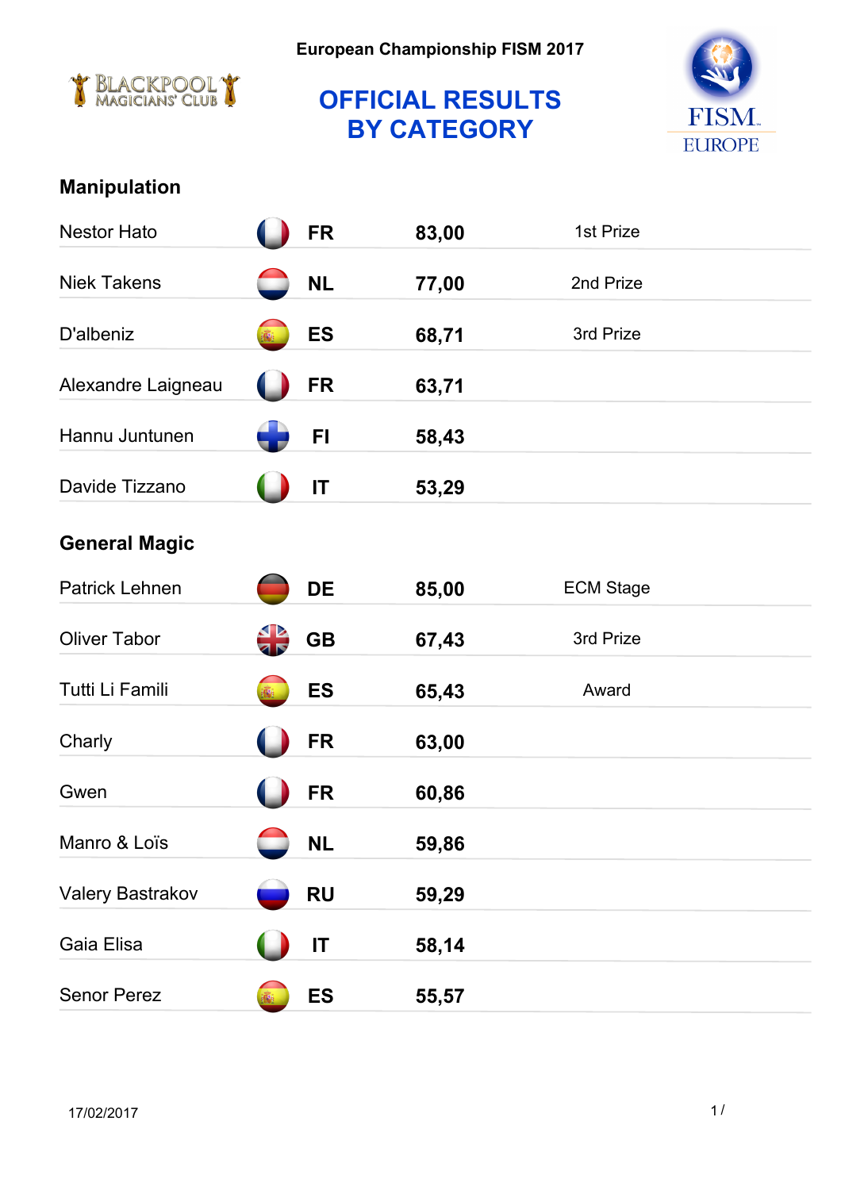European Championship FISM 2017

BLACKPOOL MAGICIANS' CLUB

# OFFICIAL RESULTS BY CATEGORY

FISM EUROPE

## Manipulation

| | | | |
|---|---|---|---|
| Nestor Hato | FR | 83,00 | 1st Prize |
| Niek Takens | NL | 77,00 | 2nd Prize |
| D'albeniz | ES | 68,71 | 3rd Prize |
| Alexandre Laigneau | FR | 63,71 | |
| Hannu Juntunen | FI | 58,43 | |
| Davide Tizzano | IT | 53,29 | |

## General Magic

| | | | |
|---|---|---|---|
| Patrick Lehnen | DE | 85,00 | ECM Stage |
| Oliver Tabor | GB | 67,43 | 3rd Prize |
| Tutti Li Famili | ES | 65,43 | Award |
| Charly | FR | 63,00 | |
| Gwen | FR | 60,86 | |
| Manro & Loïs | NL | 59,86 | |
| Valery Bastrakov | RU | 59,29 | |
| Gaia Elisa | IT | 58,14 | |
| Senor Perez | ES | 55,57 | |

17/02/2017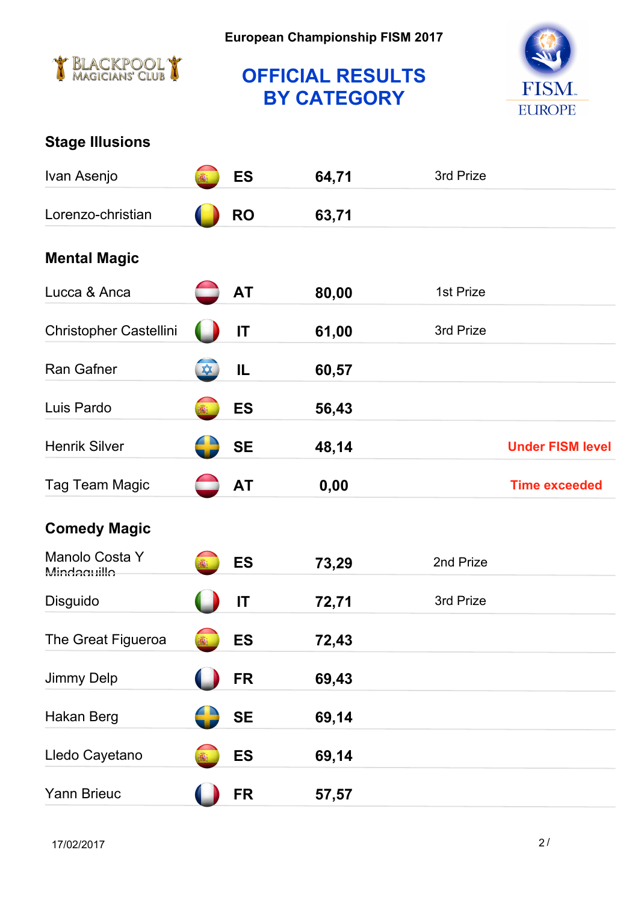European Championship FISM 2017

# OFFICIAL RESULTS BY CATEGORY

## Stage Illusions

| | | | |
|---|---|---|---|
| Ivan Asenjo | ES | 64,71 | 3rd Prize |
| Lorenzo-christian | RO | 63,71 | |

## Mental Magic

| | | | |
|---|---|---|---|
| Lucca & Anca | AT | 80,00 | 1st Prize |
| Christopher Castellini | IT | 61,00 | 3rd Prize |
| Ran Gafner | IL | 60,57 | |
| Luis Pardo | ES | 56,43 | |
| Henrik Silver | SE | 48,14 | Under FISM level |
| Tag Team Magic | AT | 0,00 | Time exceeded |

## Comedy Magic

| | | | |
|---|---|---|---|
| Manolo Costa Y Mindaguillo | ES | 73,29 | 2nd Prize |
| Disguido | IT | 72,71 | 3rd Prize |
| The Great Figueroa | ES | 72,43 | |
| Jimmy Delp | FR | 69,43 | |
| Hakan Berg | SE | 69,14 | |
| Lledo Cayetano | ES | 69,14 | |
| Yann Brieuc | FR | 57,57 | |

17/02/2017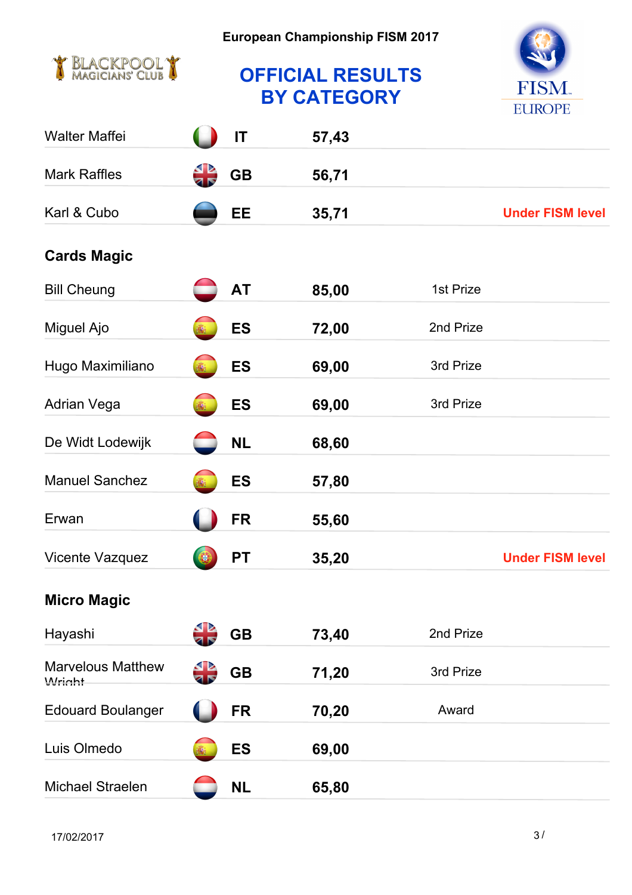European Championship FISM 2017

# OFFICIAL RESULTS BY CATEGORY

| Name | Country | Score | Result |
|---|---|---|---|
| Walter Maffei | IT | 57,43 | |
| Mark Raffles | GB | 56,71 | |
| Karl & Cubo | EE | 35,71 | Under FISM level |

## Cards Magic

| Name | Country | Score | Result |
|---|---|---|---|
| Bill Cheung | AT | 85,00 | 1st Prize |
| Miguel Ajo | ES | 72,00 | 2nd Prize |
| Hugo Maximiliano | ES | 69,00 | 3rd Prize |
| Adrian Vega | ES | 69,00 | 3rd Prize |
| De Widt Lodewijk | NL | 68,60 | |
| Manuel Sanchez | ES | 57,80 | |
| Erwan | FR | 55,60 | |
| Vicente Vazquez | PT | 35,20 | Under FISM level |

## Micro Magic

| Name | Country | Score | Result |
|---|---|---|---|
| Hayashi | GB | 73,40 | 2nd Prize |
| Marvelous Matthew Wright | GB | 71,20 | 3rd Prize |
| Edouard Boulanger | FR | 70,20 | Award |
| Luis Olmedo | ES | 69,00 | |
| Michael Straelen | NL | 65,80 | |

17/02/2017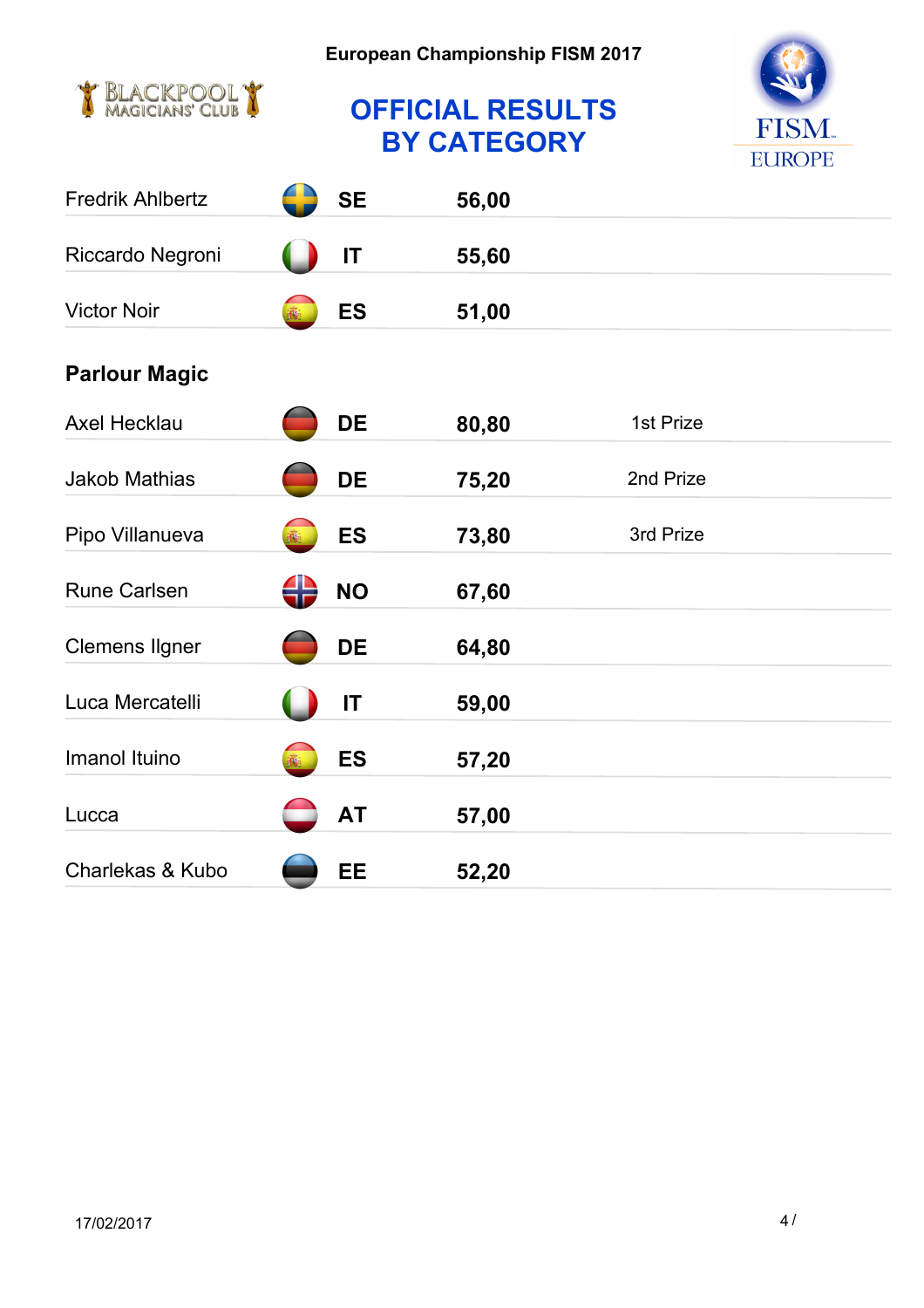European Championship FISM 2017

# OFFICIAL RESULTS BY CATEGORY

| | | | |
|---|---|---|---|
| Fredrik Ahlbertz | SE | 56,00 | |
| Riccardo Negroni | IT | 55,60 | |
| Victor Noir | ES | 51,00 | |

## Parlour Magic

| | | | |
|---|---|---|---|
| Axel Hecklau | DE | 80,80 | 1st Prize |
| Jakob Mathias | DE | 75,20 | 2nd Prize |
| Pipo Villanueva | ES | 73,80 | 3rd Prize |
| Rune Carlsen | NO | 67,60 | |
| Clemens Ilgner | DE | 64,80 | |
| Luca Mercatelli | IT | 59,00 | |
| Imanol Ituino | ES | 57,20 | |
| Lucca | AT | 57,00 | |
| Charlekas & Kubo | EE | 52,20 | |

17/02/2017